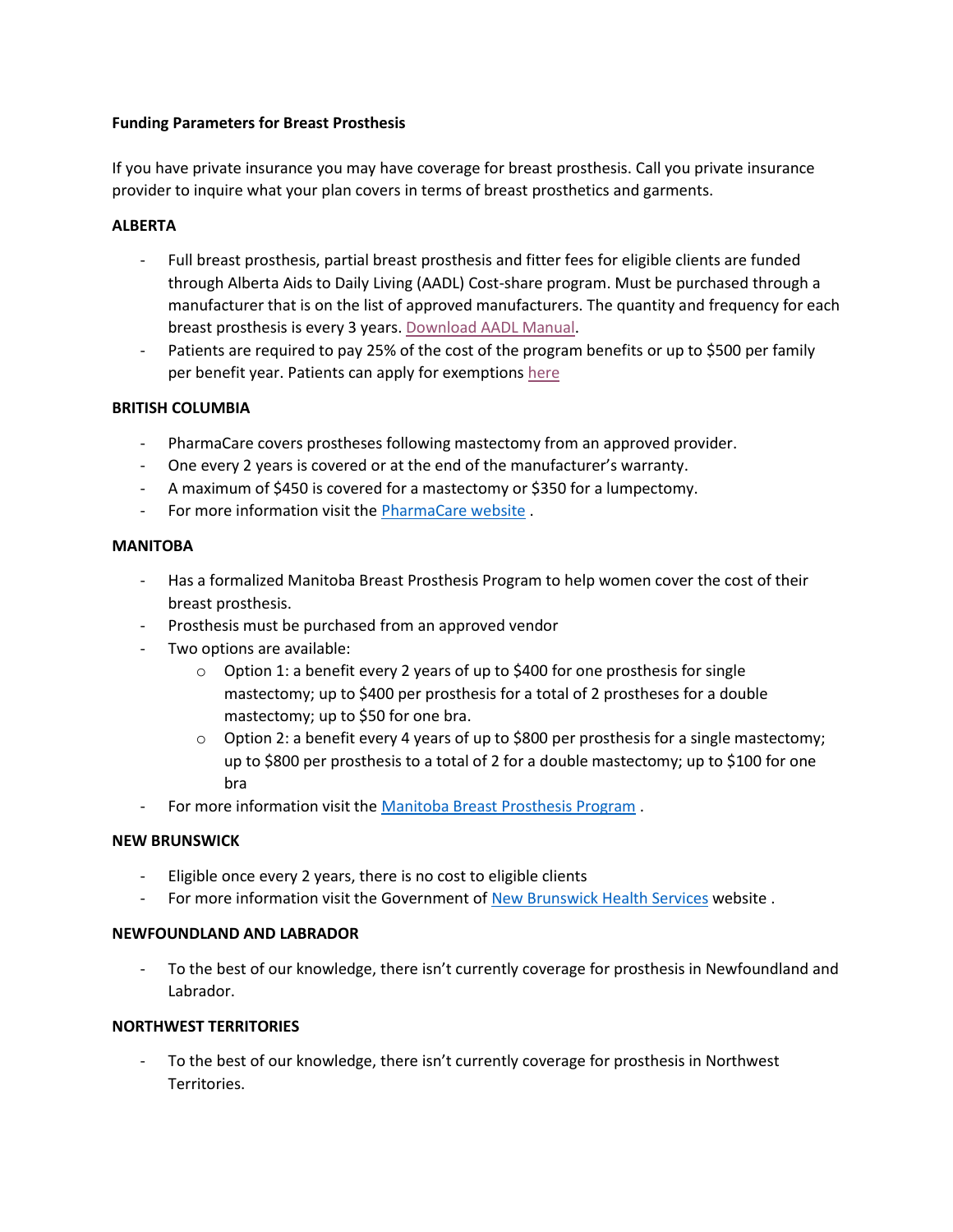**Funding Parameters for Breast Prosthesis**

If you have private insurance you may have coverage for breast prosthesis. Call you private insurance provider to inquire what your plan covers in terms of breast prosthetics and garments.

**ALBERTA**

- Full breast prosthesis, partial breast prosthesis and fitter fees for eligible clients are funded through Alberta Aids to Daily Living (AADL) Cost-share program. Must be purchased through a manufacturer that is on the list of approved manufacturers. The quantity and frequency for each breast prosthesis is every 3 years. [Download AADL Manual](#).
- Patients are required to pay 25% of the cost of the program benefits or up to $500 per family per benefit year. Patients can apply for exemptions [here](#)

**BRITISH COLUMBIA**

- PharmaCare covers prostheses following mastectomy from an approved provider.
- One every 2 years is covered or at the end of the manufacturer's warranty.
- A maximum of $450 is covered for a mastectomy or $350 for a lumpectomy.
- For more information visit the [PharmaCare website](#) .

**MANITOBA**

- Has a formalized Manitoba Breast Prosthesis Program to help women cover the cost of their breast prosthesis.
- Prosthesis must be purchased from an approved vendor
- Two options are available:
  - Option 1: a benefit every 2 years of up to $400 for one prosthesis for single mastectomy; up to $400 per prosthesis for a total of 2 prostheses for a double mastectomy; up to $50 for one bra.
  - Option 2: a benefit every 4 years of up to $800 per prosthesis for a single mastectomy; up to $800 per prosthesis to a total of 2 for a double mastectomy; up to $100 for one bra
- For more information visit the [Manitoba Breast Prosthesis Program](#) .

**NEW BRUNSWICK**

- Eligible once every 2 years, there is no cost to eligible clients
- For more information visit the Government of [New Brunswick Health Services](#) website .

**NEWFOUNDLAND AND LABRADOR**

- To the best of our knowledge, there isn't currently coverage for prosthesis in Newfoundland and Labrador.

**NORTHWEST TERRITORIES**

- To the best of our knowledge, there isn't currently coverage for prosthesis in Northwest Territories.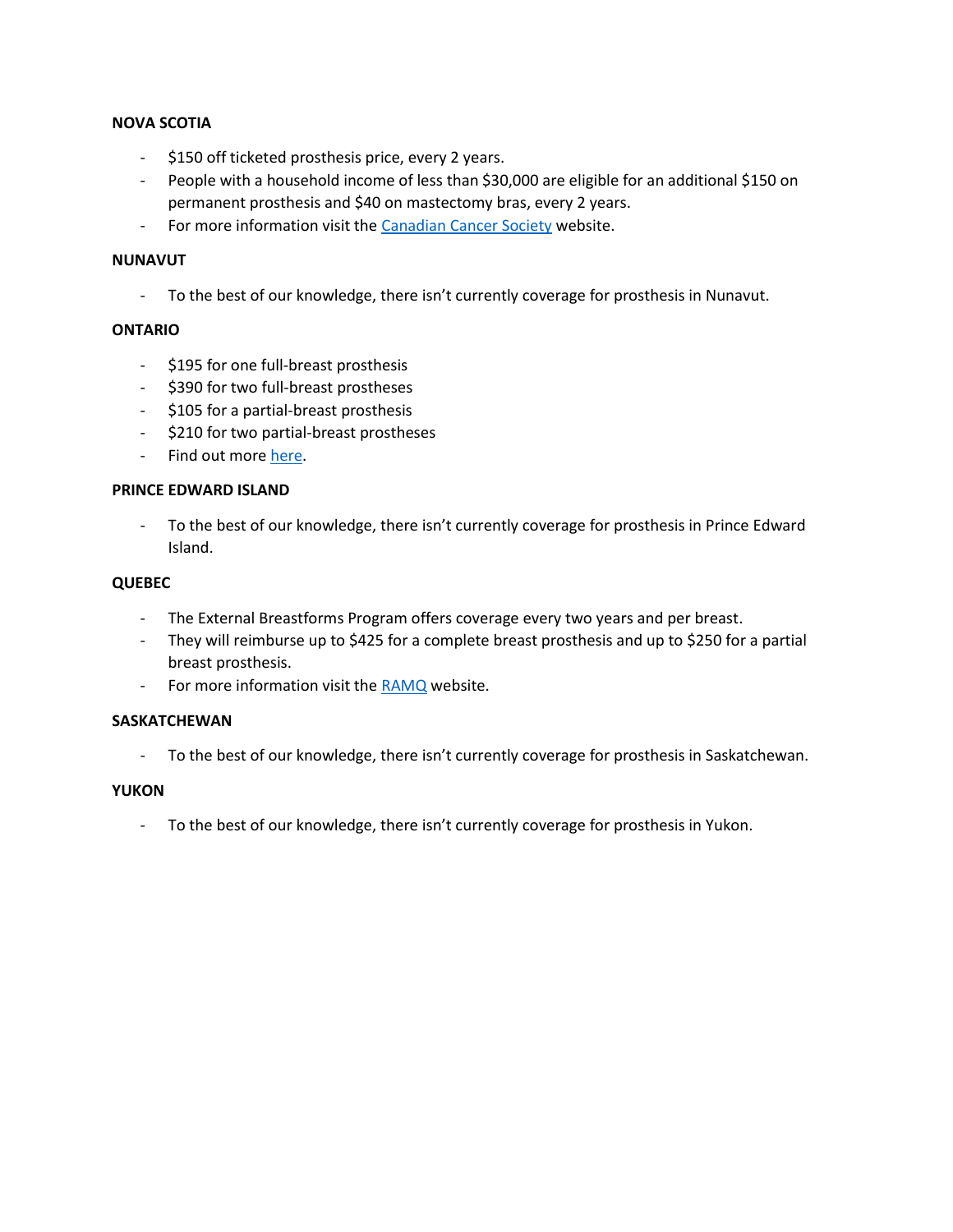**NOVA SCOTIA**

- $150 off ticketed prosthesis price, every 2 years.
- People with a household income of less than $30,000 are eligible for an additional $150 on permanent prosthesis and $40 on mastectomy bras, every 2 years.
- For more information visit the Canadian Cancer Society website.

**NUNAVUT**

- To the best of our knowledge, there isn't currently coverage for prosthesis in Nunavut.

**ONTARIO**

- $195 for one full-breast prosthesis
- $390 for two full-breast prostheses
- $105 for a partial-breast prosthesis
- $210 for two partial-breast prostheses
- Find out more here.

**PRINCE EDWARD ISLAND**

- To the best of our knowledge, there isn't currently coverage for prosthesis in Prince Edward Island.

**QUEBEC**

- The External Breastforms Program offers coverage every two years and per breast.
- They will reimburse up to $425 for a complete breast prosthesis and up to $250 for a partial breast prosthesis.
- For more information visit the RAMQ website.

**SASKATCHEWAN**

- To the best of our knowledge, there isn't currently coverage for prosthesis in Saskatchewan.

**YUKON**

- To the best of our knowledge, there isn't currently coverage for prosthesis in Yukon.